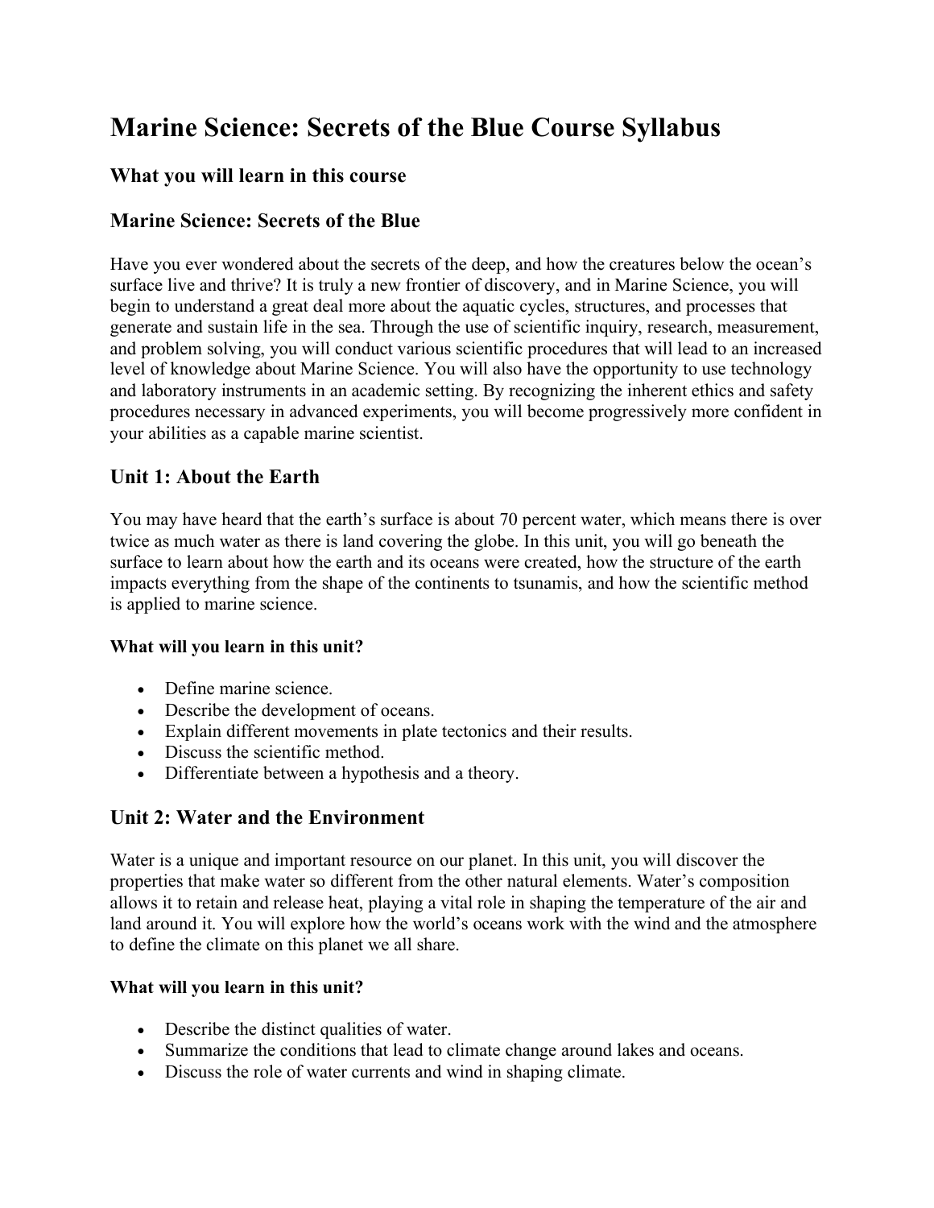# Marine Science: Secrets of the Blue Course Syllabus

## What you will learn in this course

## Marine Science: Secrets of the Blue

Have you ever wondered about the secrets of the deep, and how the creatures below the ocean's surface live and thrive? It is truly a new frontier of discovery, and in Marine Science, you will begin to understand a great deal more about the aquatic cycles, structures, and processes that generate and sustain life in the sea. Through the use of scientific inquiry, research, measurement, and problem solving, you will conduct various scientific procedures that will lead to an increased level of knowledge about Marine Science. You will also have the opportunity to use technology and laboratory instruments in an academic setting. By recognizing the inherent ethics and safety procedures necessary in advanced experiments, you will become progressively more confident in your abilities as a capable marine scientist.

## Unit 1: About the Earth

You may have heard that the earth's surface is about 70 percent water, which means there is over twice as much water as there is land covering the globe. In this unit, you will go beneath the surface to learn about how the earth and its oceans were created, how the structure of the earth impacts everything from the shape of the continents to tsunamis, and how the scientific method is applied to marine science.

#### What will you learn in this unit?

- Define marine science.
- Describe the development of oceans.
- Explain different movements in plate tectonics and their results.
- Discuss the scientific method.
- Differentiate between a hypothesis and a theory.

## Unit 2: Water and the Environment

Water is a unique and important resource on our planet. In this unit, you will discover the properties that make water so different from the other natural elements. Water's composition allows it to retain and release heat, playing a vital role in shaping the temperature of the air and land around it. You will explore how the world's oceans work with the wind and the atmosphere to define the climate on this planet we all share.

#### What will you learn in this unit?

- Describe the distinct qualities of water.
- Summarize the conditions that lead to climate change around lakes and oceans.
- Discuss the role of water currents and wind in shaping climate.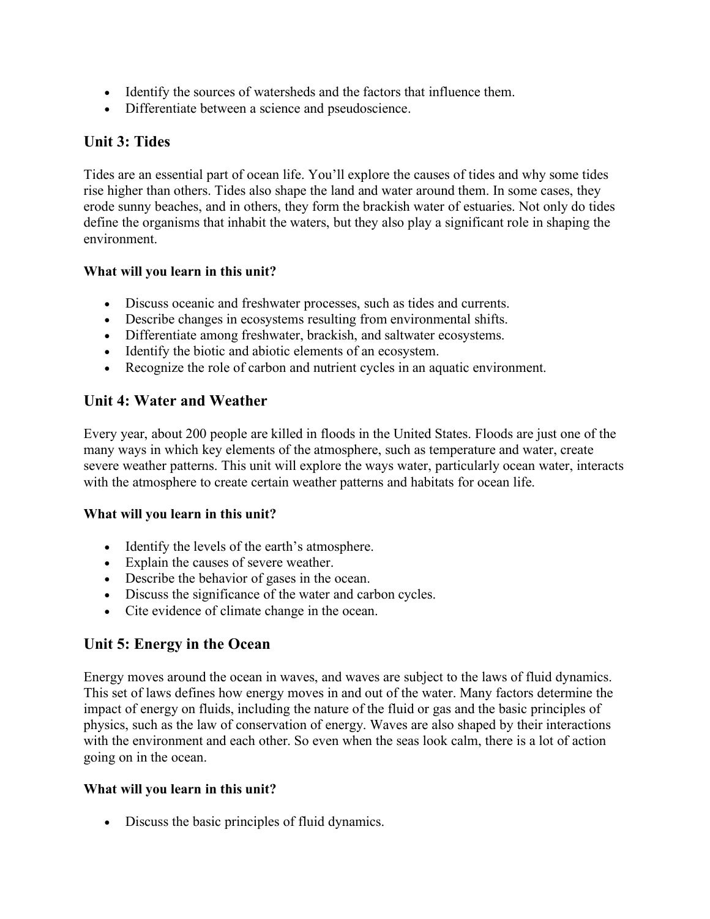- Identify the sources of watersheds and the factors that influence them.
- Differentiate between a science and pseudoscience.

## Unit 3: Tides

Tides are an essential part of ocean life. You'll explore the causes of tides and why some tides rise higher than others. Tides also shape the land and water around them. In some cases, they erode sunny beaches, and in others, they form the brackish water of estuaries. Not only do tides define the organisms that inhabit the waters, but they also play a significant role in shaping the environment.

**What will you learn in this unit?**

- Discuss oceanic and freshwater processes, such as tides and currents.
- Describe changes in ecosystems resulting from environmental shifts.
- Differentiate among freshwater, brackish, and saltwater ecosystems.
- Identify the biotic and abiotic elements of an ecosystem.
- Recognize the role of carbon and nutrient cycles in an aquatic environment.

## Unit 4: Water and Weather

Every year, about 200 people are killed in floods in the United States. Floods are just one of the many ways in which key elements of the atmosphere, such as temperature and water, create severe weather patterns. This unit will explore the ways water, particularly ocean water, interacts with the atmosphere to create certain weather patterns and habitats for ocean life.

**What will you learn in this unit?**

- Identify the levels of the earth's atmosphere.
- Explain the causes of severe weather.
- Describe the behavior of gases in the ocean.
- Discuss the significance of the water and carbon cycles.
- Cite evidence of climate change in the ocean.

## Unit 5: Energy in the Ocean

Energy moves around the ocean in waves, and waves are subject to the laws of fluid dynamics. This set of laws defines how energy moves in and out of the water. Many factors determine the impact of energy on fluids, including the nature of the fluid or gas and the basic principles of physics, such as the law of conservation of energy. Waves are also shaped by their interactions with the environment and each other. So even when the seas look calm, there is a lot of action going on in the ocean.

**What will you learn in this unit?**

- Discuss the basic principles of fluid dynamics.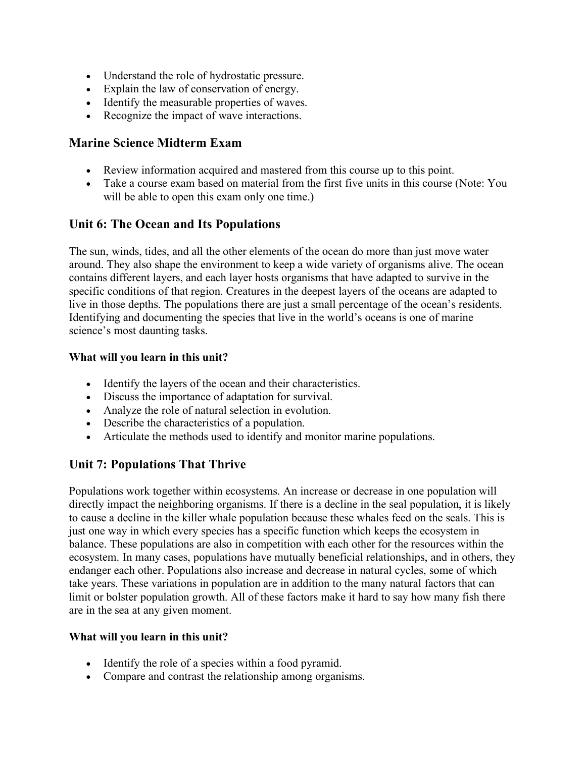- Understand the role of hydrostatic pressure.
- Explain the law of conservation of energy.
- Identify the measurable properties of waves.
- Recognize the impact of wave interactions.

## Marine Science Midterm Exam

- Review information acquired and mastered from this course up to this point.
- Take a course exam based on material from the first five units in this course (Note: You will be able to open this exam only one time.)

## Unit 6: The Ocean and Its Populations

The sun, winds, tides, and all the other elements of the ocean do more than just move water around. They also shape the environment to keep a wide variety of organisms alive. The ocean contains different layers, and each layer hosts organisms that have adapted to survive in the specific conditions of that region. Creatures in the deepest layers of the oceans are adapted to live in those depths. The populations there are just a small percentage of the ocean's residents. Identifying and documenting the species that live in the world's oceans is one of marine science's most daunting tasks.

**What will you learn in this unit?**

- Identify the layers of the ocean and their characteristics.
- Discuss the importance of adaptation for survival.
- Analyze the role of natural selection in evolution.
- Describe the characteristics of a population.
- Articulate the methods used to identify and monitor marine populations.

## Unit 7: Populations That Thrive

Populations work together within ecosystems. An increase or decrease in one population will directly impact the neighboring organisms. If there is a decline in the seal population, it is likely to cause a decline in the killer whale population because these whales feed on the seals. This is just one way in which every species has a specific function which keeps the ecosystem in balance. These populations are also in competition with each other for the resources within the ecosystem. In many cases, populations have mutually beneficial relationships, and in others, they endanger each other. Populations also increase and decrease in natural cycles, some of which take years. These variations in population are in addition to the many natural factors that can limit or bolster population growth. All of these factors make it hard to say how many fish there are in the sea at any given moment.

**What will you learn in this unit?**

- Identify the role of a species within a food pyramid.
- Compare and contrast the relationship among organisms.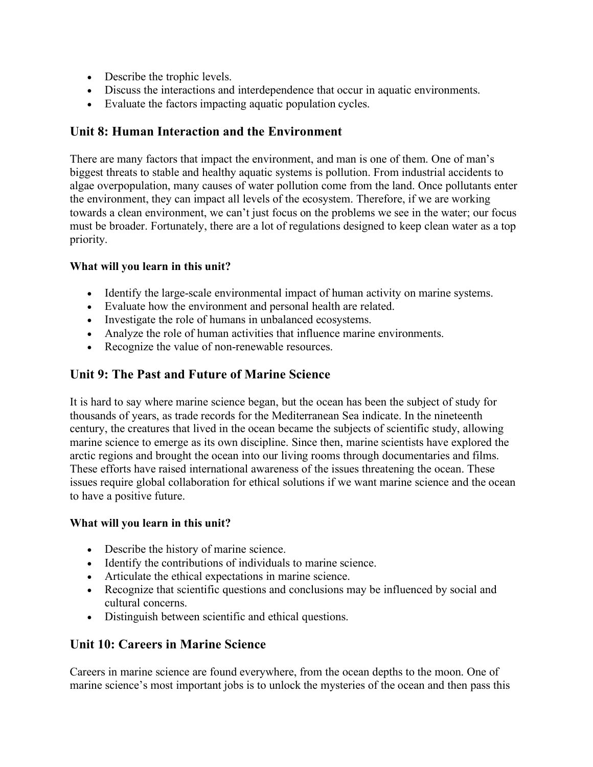- Describe the trophic levels.
- Discuss the interactions and interdependence that occur in aquatic environments.
- Evaluate the factors impacting aquatic population cycles.

## Unit 8: Human Interaction and the Environment

There are many factors that impact the environment, and man is one of them. One of man's biggest threats to stable and healthy aquatic systems is pollution. From industrial accidents to algae overpopulation, many causes of water pollution come from the land. Once pollutants enter the environment, they can impact all levels of the ecosystem. Therefore, if we are working towards a clean environment, we can't just focus on the problems we see in the water; our focus must be broader. Fortunately, there are a lot of regulations designed to keep clean water as a top priority.

**What will you learn in this unit?**

- Identify the large-scale environmental impact of human activity on marine systems.
- Evaluate how the environment and personal health are related.
- Investigate the role of humans in unbalanced ecosystems.
- Analyze the role of human activities that influence marine environments.
- Recognize the value of non-renewable resources.

## Unit 9: The Past and Future of Marine Science

It is hard to say where marine science began, but the ocean has been the subject of study for thousands of years, as trade records for the Mediterranean Sea indicate. In the nineteenth century, the creatures that lived in the ocean became the subjects of scientific study, allowing marine science to emerge as its own discipline. Since then, marine scientists have explored the arctic regions and brought the ocean into our living rooms through documentaries and films. These efforts have raised international awareness of the issues threatening the ocean. These issues require global collaboration for ethical solutions if we want marine science and the ocean to have a positive future.

**What will you learn in this unit?**

- Describe the history of marine science.
- Identify the contributions of individuals to marine science.
- Articulate the ethical expectations in marine science.
- Recognize that scientific questions and conclusions may be influenced by social and cultural concerns.
- Distinguish between scientific and ethical questions.

## Unit 10: Careers in Marine Science

Careers in marine science are found everywhere, from the ocean depths to the moon. One of marine science's most important jobs is to unlock the mysteries of the ocean and then pass this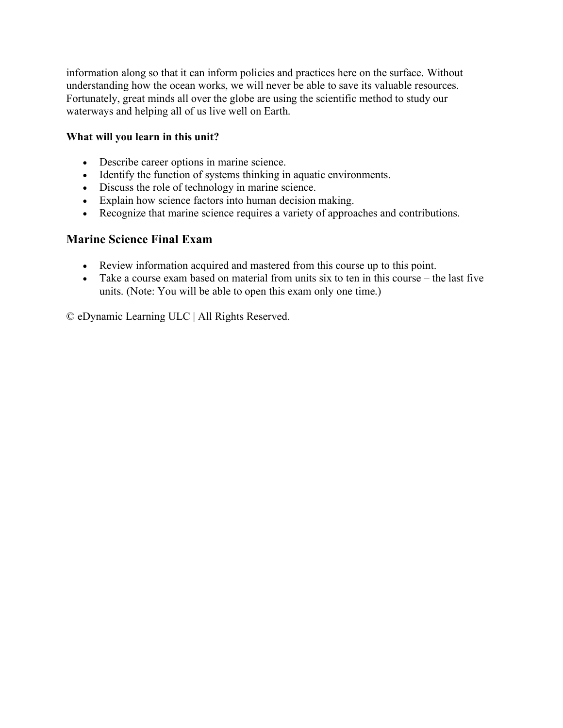information along so that it can inform policies and practices here on the surface. Without understanding how the ocean works, we will never be able to save its valuable resources. Fortunately, great minds all over the globe are using the scientific method to study our waterways and helping all of us live well on Earth.

**What will you learn in this unit?**

- Describe career options in marine science.
- Identify the function of systems thinking in aquatic environments.
- Discuss the role of technology in marine science.
- Explain how science factors into human decision making.
- Recognize that marine science requires a variety of approaches and contributions.

## Marine Science Final Exam

- Review information acquired and mastered from this course up to this point.
- Take a course exam based on material from units six to ten in this course – the last five units. (Note: You will be able to open this exam only one time.)

© eDynamic Learning ULC | All Rights Reserved.